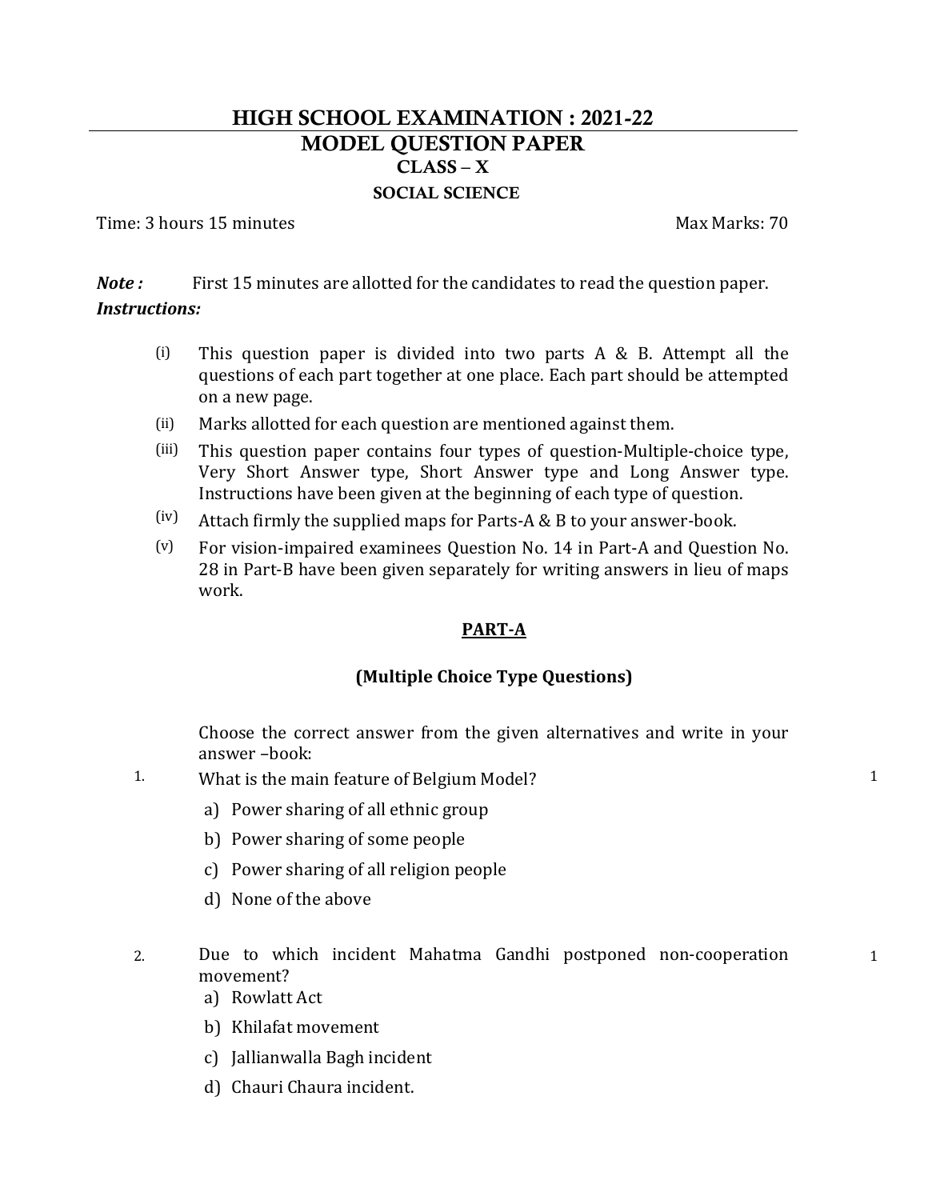# HIGH SCHOOL EXAMINATION : 2021-22

## MODEL QUESTION PAPER

### CLASS – X

### SOCIAL SCIENCE

Time: 3 hours 15 minutes | Max Marks: 70

***Note :*** First 15 minutes are allotted for the candidates to read the question paper.

***Instructions:***

(i) This question paper is divided into two parts A & B. Attempt all the questions of each part together at one place. Each part should be attempted on a new page.

(ii) Marks allotted for each question are mentioned against them.

(iii) This question paper contains four types of question-Multiple-choice type, Very Short Answer type, Short Answer type and Long Answer type. Instructions have been given at the beginning of each type of question.

(iv) Attach firmly the supplied maps for Parts-A & B to your answer-book.

(v) For vision-impaired examinees Question No. 14 in Part-A and Question No. 28 in Part-B have been given separately for writing answers in lieu of maps work.

## PART-A

### (Multiple Choice Type Questions)

Choose the correct answer from the given alternatives and write in your answer –book:

1. What is the main feature of Belgium Model? **1**
   - a) Power sharing of all ethnic group
   - b) Power sharing of some people
   - c) Power sharing of all religion people
   - d) None of the above

2. Due to which incident Mahatma Gandhi postponed non-cooperation movement? **1**
   - a) Rowlatt Act
   - b) Khilafat movement
   - c) Jallianwalla Bagh incident
   - d) Chauri Chaura incident.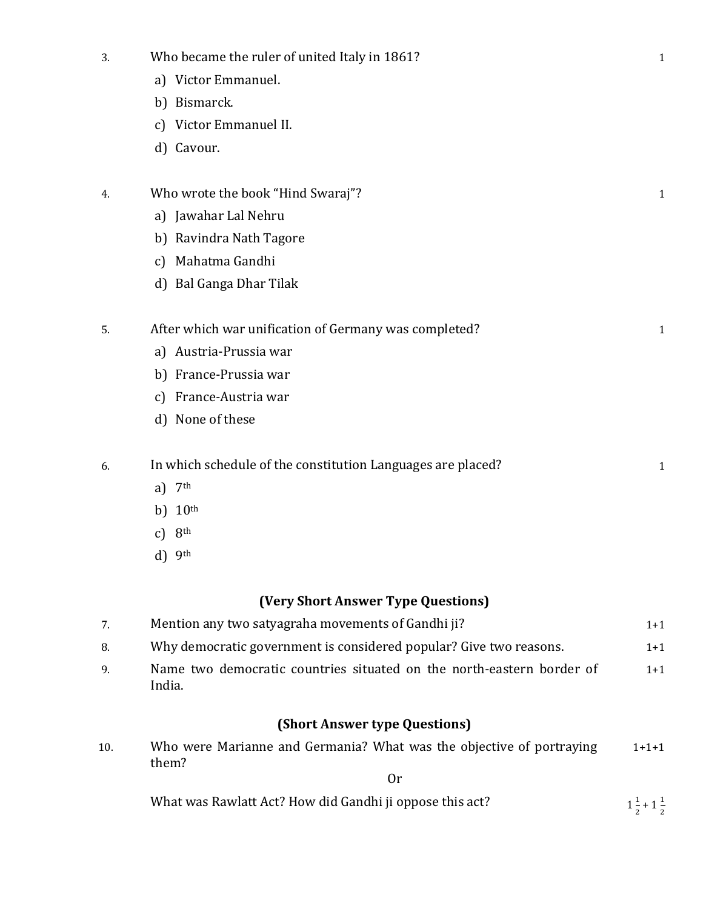3. Who became the ruler of united Italy in 1861? 1

a) Victor Emmanuel.
b) Bismarck.
c) Victor Emmanuel II.
d) Cavour.

4. Who wrote the book "Hind Swaraj"? 1

a) Jawahar Lal Nehru
b) Ravindra Nath Tagore
c) Mahatma Gandhi
d) Bal Ganga Dhar Tilak

5. After which war unification of Germany was completed? 1

a) Austria-Prussia war
b) France-Prussia war
c) France-Austria war
d) None of these

6. In which schedule of the constitution Languages are placed? 1

a) $7^{th}$
b) $10^{th}$
c) $8^{th}$
d) $9^{th}$

## (Very Short Answer Type Questions)

7. Mention any two satyagraha movements of Gandhi ji? 1+1

8. Why democratic government is considered popular? Give two reasons. 1+1

9. Name two democratic countries situated on the north-eastern border of India. 1+1

## (Short Answer type Questions)

10. Who were Marianne and Germania? What was the objective of portraying them? 1+1+1

Or

What was Rawlatt Act? How did Gandhi ji oppose this act? $1\frac{1}{2}+1\frac{1}{2}$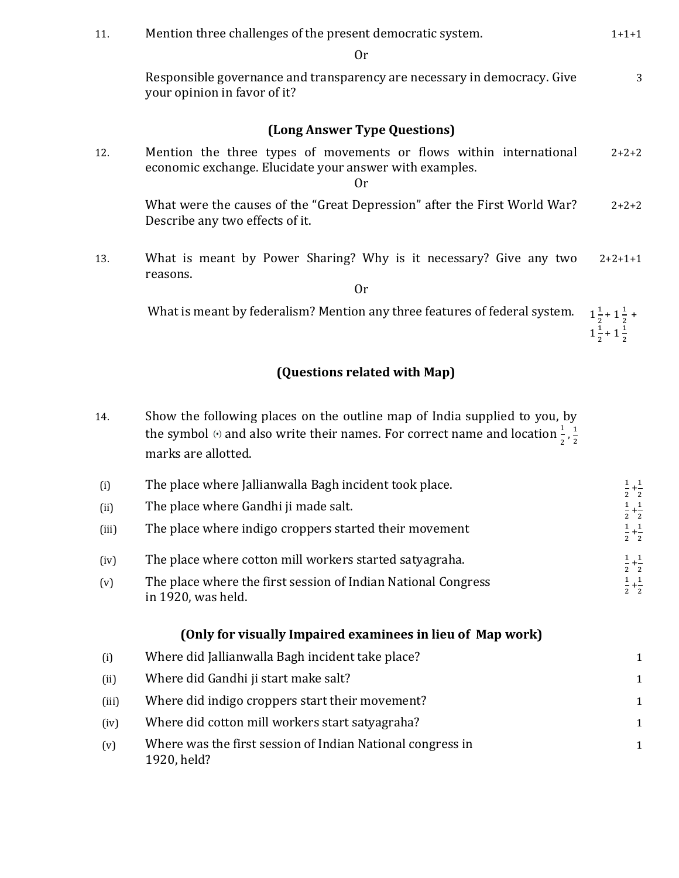11. Mention three challenges of the present democratic system. 1+1+1

Or

Responsible governance and transparency are necessary in democracy. Give your opinion in favor of it? 3

### (Long Answer Type Questions)

12. Mention the three types of movements or flows within international economic exchange. Elucidate your answer with examples. 2+2+2

Or

What were the causes of the "Great Depression" after the First World War? Describe any two effects of it. 2+2+2

13. What is meant by Power Sharing? Why is it necessary? Give any two reasons. 2+2+1+1

Or

What is meant by federalism? Mention any three features of federal system. $1\frac{1}{2} + 1\frac{1}{2} + 1\frac{1}{2} + 1\frac{1}{2}$

### (Questions related with Map)

14. Show the following places on the outline map of India supplied to you, by the symbol (•) and also write their names. For correct name and location $\frac{1}{2}$, $\frac{1}{2}$ marks are allotted.

(i) The place where Jallianwalla Bagh incident took place. $\frac{1}{2}+\frac{1}{2}$

(ii) The place where Gandhi ji made salt. $\frac{1}{2}+\frac{1}{2}$

(iii) The place where indigo croppers started their movement $\frac{1}{2}+\frac{1}{2}$

(iv) The place where cotton mill workers started satyagraha. $\frac{1}{2}+\frac{1}{2}$

(v) The place where the first session of Indian National Congress in 1920, was held. $\frac{1}{2}+\frac{1}{2}$

### (Only for visually Impaired examinees in lieu of Map work)

(i) Where did Jallianwalla Bagh incident take place? 1

(ii) Where did Gandhi ji start make salt? 1

(iii) Where did indigo croppers start their movement? 1

(iv) Where did cotton mill workers start satyagraha? 1

(v) Where was the first session of Indian National congress in 1920, held? 1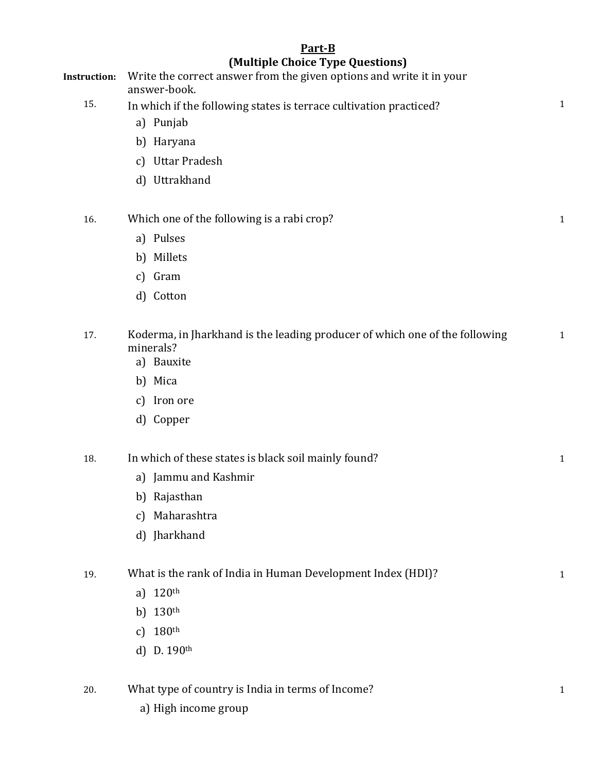## Part-B
## (Multiple Choice Type Questions)

**Instruction:** Write the correct answer from the given options and write it in your answer-book.

15. In which if the following states is terrace cultivation practiced? 1

    a) Punjab
    b) Haryana
    c) Uttar Pradesh
    d) Uttrakhand

16. Which one of the following is a rabi crop? 1

    a) Pulses
    b) Millets
    c) Gram
    d) Cotton

17. Koderma, in Jharkhand is the leading producer of which one of the following minerals? 1

    a) Bauxite
    b) Mica
    c) Iron ore
    d) Copper

18. In which of these states is black soil mainly found? 1

    a) Jammu and Kashmir
    b) Rajasthan
    c) Maharashtra
    d) Jharkhand

19. What is the rank of India in Human Development Index (HDI)? 1

    a) 120th
    b) 130th
    c) 180th
    d) D. 190th

20. What type of country is India in terms of Income? 1

    a) High income group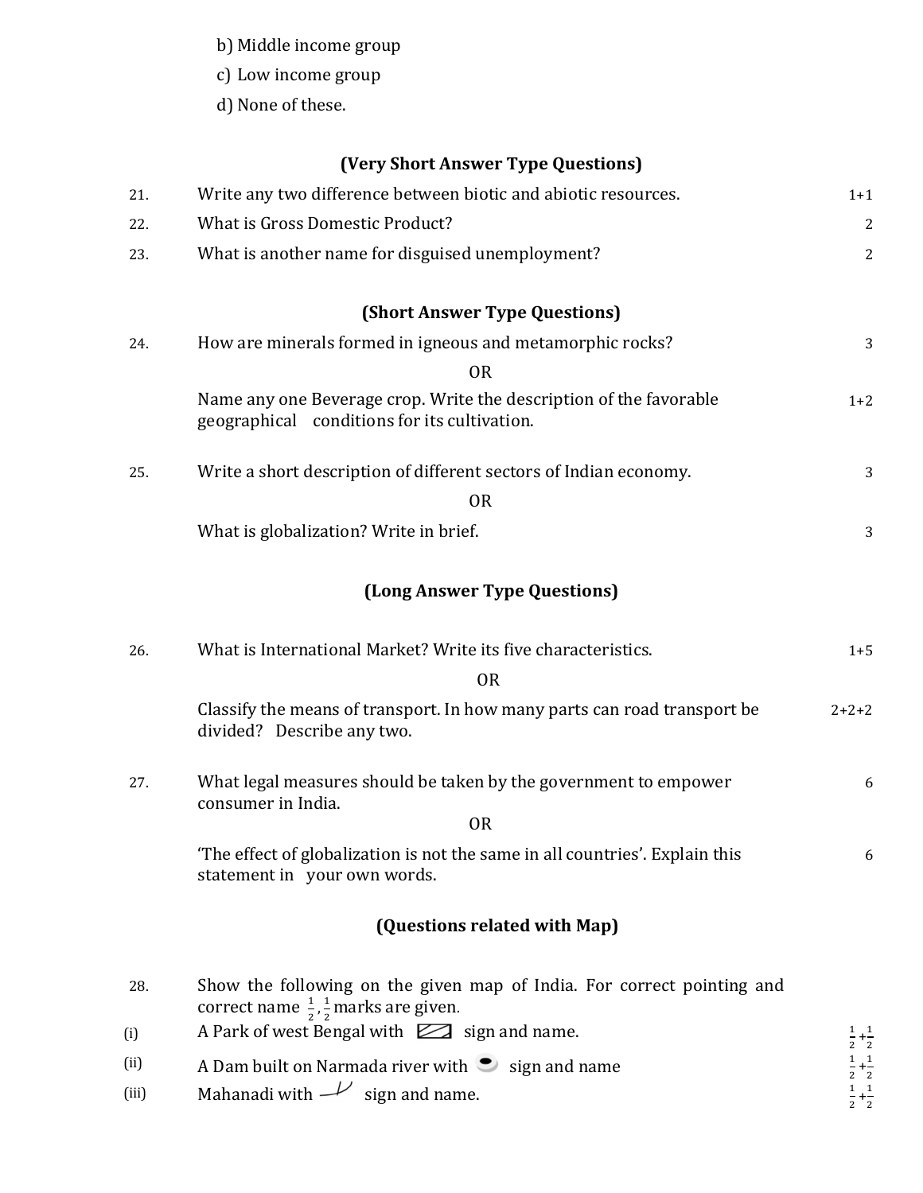b) Middle income group

c) Low income group

d) None of these.

### (Very Short Answer Type Questions)

21. Write any two difference between biotic and abiotic resources. 1+1

22. What is Gross Domestic Product? 2

23. What is another name for disguised unemployment? 2

### (Short Answer Type Questions)

24. How are minerals formed in igneous and metamorphic rocks? 3

OR

Name any one Beverage crop. Write the description of the favorable geographical conditions for its cultivation. 1+2

25. Write a short description of different sectors of Indian economy. 3

OR

What is globalization? Write in brief. 3

### (Long Answer Type Questions)

26. What is International Market? Write its five characteristics. 1+5

OR

Classify the means of transport. In how many parts can road transport be divided? Describe any two. 2+2+2

27. What legal measures should be taken by the government to empower consumer in India. 6

OR

'The effect of globalization is not the same in all countries'. Explain this statement in your own words. 6

### (Questions related with Map)

28. Show the following on the given map of India. For correct pointing and correct name $\frac{1}{2}, \frac{1}{2}$ marks are given.

(i) A Park of west Bengal with ▧ sign and name. $\frac{1}{2}+\frac{1}{2}$

(ii) A Dam built on Narmada river with ● sign and name $\frac{1}{2}+\frac{1}{2}$

(iii) Mahanadi with —⊬ sign and name. $\frac{1}{2}+\frac{1}{2}$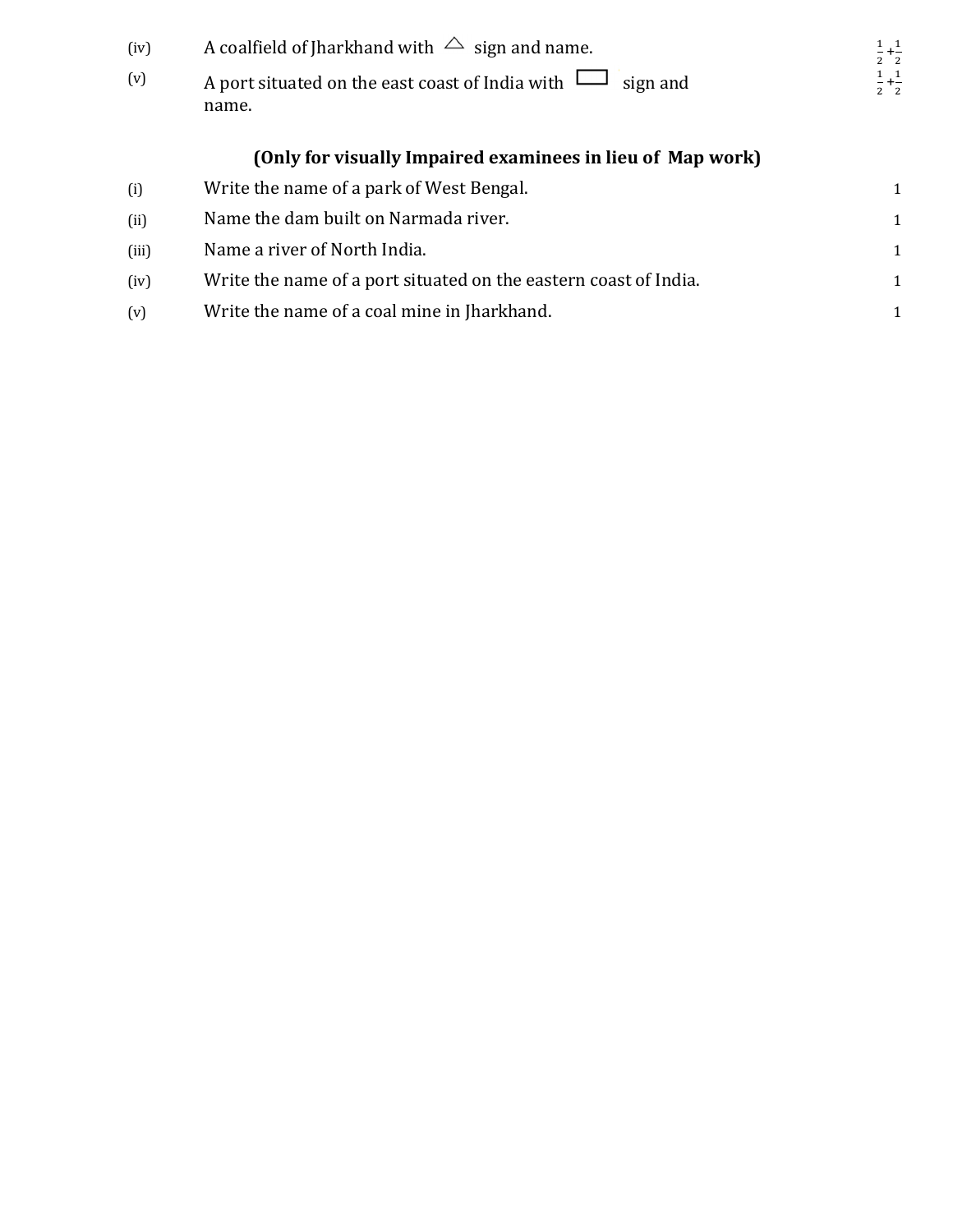(iv) A coalfield of Jharkhand with △ sign and name. $\frac{1}{2}+\frac{1}{2}$

(v) A port situated on the east coast of India with ▭ sign and name. $\frac{1}{2}+\frac{1}{2}$

**(Only for visually Impaired examinees in lieu of Map work)**

(i) Write the name of a park of West Bengal. 1

(ii) Name the dam built on Narmada river. 1

(iii) Name a river of North India. 1

(iv) Write the name of a port situated on the eastern coast of India. 1

(v) Write the name of a coal mine in Jharkhand. 1